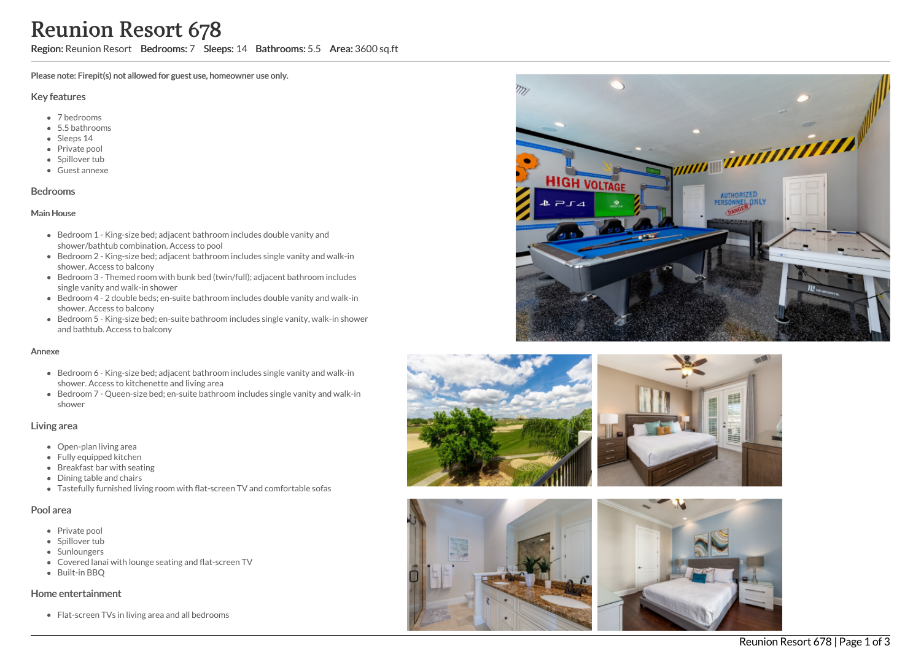# Reunion Resort 678

**Region:** Reunion Resort **Bedrooms:** 7 **Sleeps:** 14 **Bathrooms:** 5.5 **Area:** 3600 sq.ft

**Please note: Firepit(s) not allowed for guest use, homeowner use only.**

## Key features

- 7 bedrooms
- 5.5 bathrooms
- Sleeps 14
- Private pool
- Spillover tub
- Guest annexe

## Bedrooms

### Main House

- Bedroom 1 - King-size bed; adjacent bathroom includes double vanity and shower/bathtub combination. Access to pool
- Bedroom 2 - King-size bed; adjacent bathroom includes single vanity and walk-in shower. Access to balcony
- Bedroom 3 - Themed room with bunk bed (twin/full); adjacent bathroom includes single vanity and walk-in shower
- Bedroom 4 - 2 double beds; en-suite bathroom includes double vanity and walk-in shower. Access to balcony
- Bedroom 5 - King-size bed; en-suite bathroom includes single vanity, walk-in shower and bathtub. Access to balcony

### Annexe

- Bedroom 6 - King-size bed; adjacent bathroom includes single vanity and walk-in shower. Access to kitchenette and living area
- Bedroom 7 - Queen-size bed; en-suite bathroom includes single vanity and walk-in shower

## Living area

- Open-plan living area
- Fully equipped kitchen
- Breakfast bar with seating
- Dining table and chairs
- Tastefully furnished living room with flat-screen TV and comfortable sofas

## Pool area

- Private pool
- Spillover tub
- Sunloungers
- Covered lanai with lounge seating and flat-screen TV
- Built-in BBQ

## Home entertainment

- Flat-screen TVs in living area and all bedrooms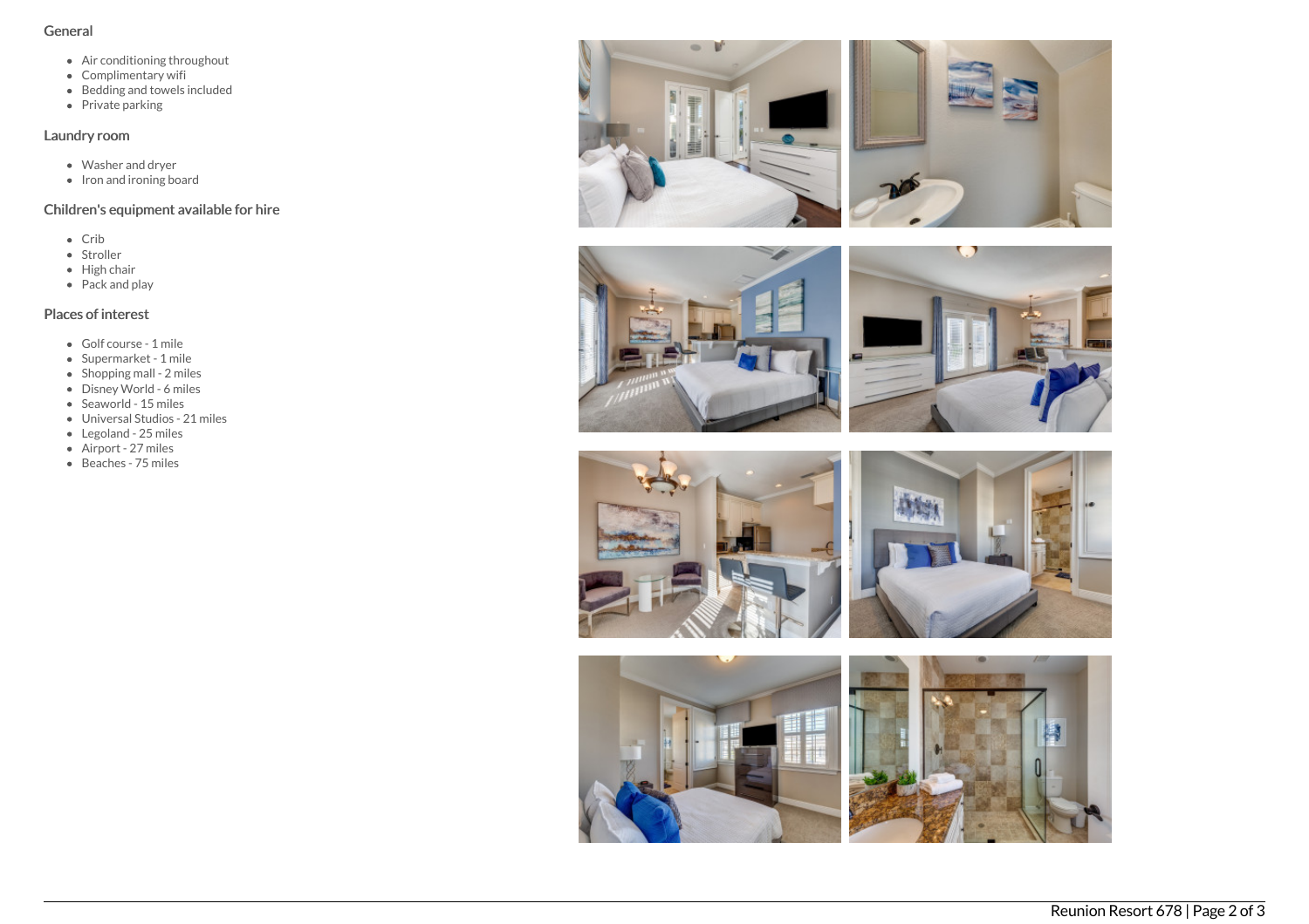## General

- Air conditioning throughout
- Complimentary wifi
- Bedding and towels included
- Private parking

## Laundry room

- Washer and dryer
- Iron and ironing board

## Children's equipment available for hire

- Crib
- Stroller
- High chair
- Pack and play

## Places of interest

- Golf course - 1 mile
- Supermarket - 1 mile
- Shopping mall - 2 miles
- Disney World - 6 miles
- Seaworld - 15 miles
- Universal Studios - 21 miles
- Legoland - 25 miles
- Airport - 27 miles
- Beaches - 75 miles